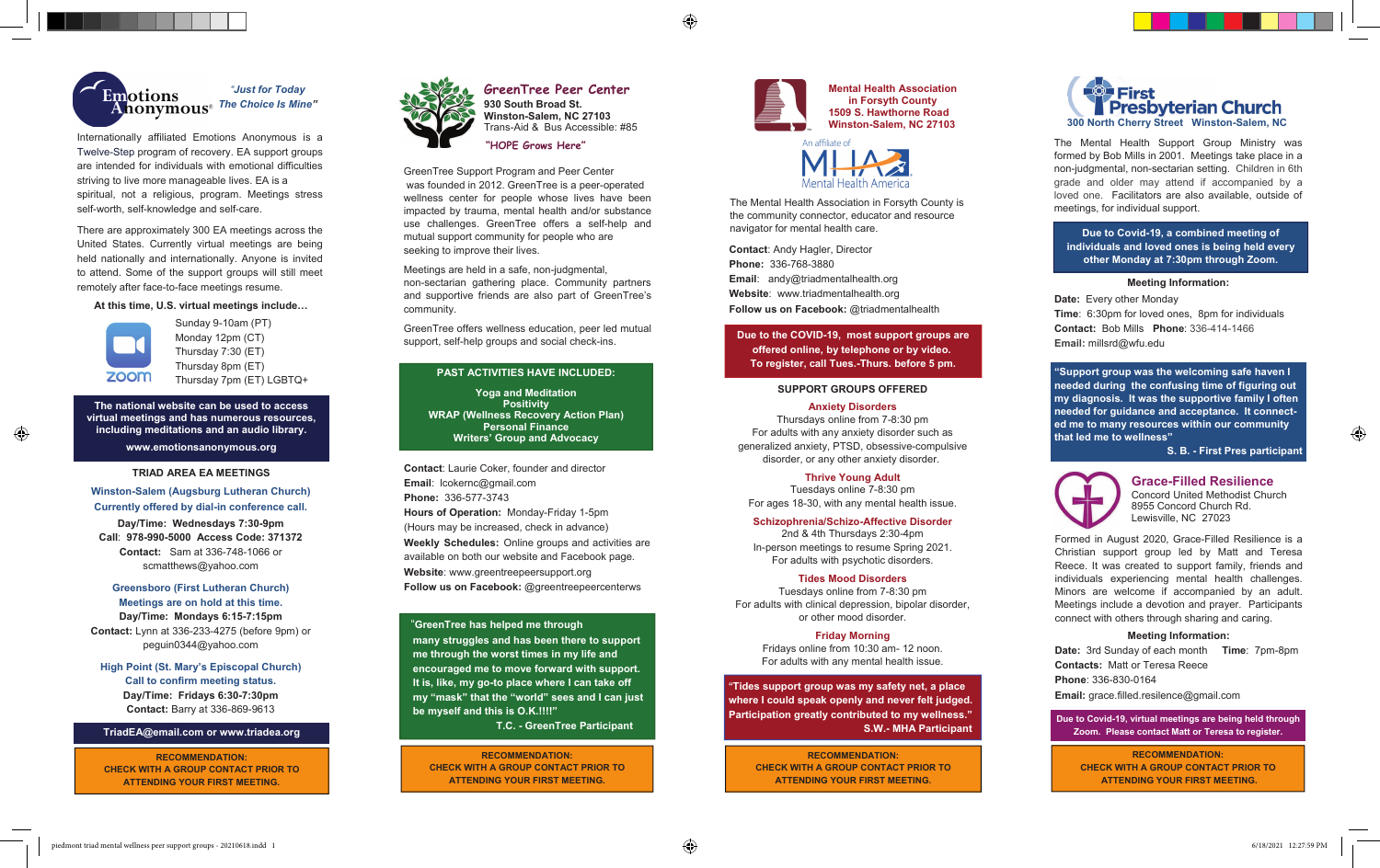# Emotions Anonymous®

*"Just for Today The Choice Is Mine"*

Internationally affiliated Emotions Anonymous is a Twelve-Step program of recovery. EA support groups are intended for individuals with emotional difficulties striving to live more manageable lives. EA is a spiritual, not a religious, program. Meetings stress self-worth, self-knowledge and self-care.

There are approximately 300 EA meetings across the United States. Currently virtual meetings are being held nationally and internationally. Anyone is invited to attend. Some of the support groups will still meet remotely after face-to-face meetings resume.

**At this time, U.S. virtual meetings include…**

zoom

- Sunday 9-10am (PT)
- Monday 12pm (CT)
- Thursday 7:30 (ET)
- Thursday 8pm (ET)
- Thursday 7pm (ET) LGBTQ+

**The national website can be used to access virtual meetings and has numerous resources, including meditations and an audio library.**

**www.emotionsanonymous.org**

## TRIAD AREA EA MEETINGS

**Winston-Salem (Augsburg Lutheran Church)**
**Currently offered by dial-in conference call.**
**Day/Time: Wednesdays 7:30-9pm**
**Call**: 978-990-5000 **Access Code:** 371372
**Contact:** Sam at 336-748-1066 or scmatthews@yahoo.com

**Greensboro (First Lutheran Church)**
**Meetings are on hold at this time.**
**Day/Time: Mondays 6:15-7:15pm**
**Contact:** Lynn at 336-233-4275 (before 9pm) or peguin0344@yahoo.com

**High Point (St. Mary's Episcopal Church)**
**Call to confirm meeting status.**
**Day/Time: Fridays 6:30-7:30pm**
**Contact:** Barry at 336-869-9613

**TriadEA@email.com or www.triadea.org**

**RECOMMENDATION: CHECK WITH A GROUP CONTACT PRIOR TO ATTENDING YOUR FIRST MEETING.**

# GreenTree Peer Center

**930 South Broad St.**
**Winston-Salem, NC 27103**
Trans-Aid & Bus Accessible: #85

**"HOPE Grows Here"**

GreenTree Support Program and Peer Center was founded in 2012. GreenTree is a peer-operated wellness center for people whose lives have been impacted by trauma, mental health and/or substance use challenges. GreenTree offers a self-help and mutual support community for people who are seeking to improve their lives.

Meetings are held in a safe, non-judgmental, non-sectarian gathering place. Community partners and supportive friends are also part of GreenTree's community.

GreenTree offers wellness education, peer led mutual support, self-help groups and social check-ins.

**PAST ACTIVITIES HAVE INCLUDED:**

**Yoga and Meditation**
**Positivity**
**WRAP (Wellness Recovery Action Plan)**
**Personal Finance**
**Writers' Group and Advocacy**

**Contact**: Laurie Coker, founder and director
**Email**: lcokernc@gmail.com
**Phone:** 336-577-3743
**Hours of Operation:** Monday-Friday 1-5pm
(Hours may be increased, check in advance)
**Weekly Schedules:** Online groups and activities are available on both our website and Facebook page.
**Website**: www.greentreepeersupport.org
**Follow us on Facebook:** @greentreepeercenterws

**"GreenTree has helped me through many struggles and has been there to support me through the worst times in my life and encouraged me to move forward with support. It is, like, my go-to place where I can take off my "mask" that the "world" sees and I can just be myself and this is O.K.!!!!"**
**T.C. - GreenTree Participant**

**RECOMMENDATION: CHECK WITH A GROUP CONTACT PRIOR TO ATTENDING YOUR FIRST MEETING.**

# Mental Health Association in Forsyth County

**1509 S. Hawthorne Road**
**Winston-Salem, NC 27103**

An affiliate of MHA Mental Health America

The Mental Health Association in Forsyth County is the community connector, educator and resource navigator for mental health care.

**Contact**: Andy Hagler, Director
**Phone:** 336-768-3880
**Email**: andy@triadmentalhealth.org
**Website**: www.triadmentalhealth.org
**Follow us on Facebook:** @triadmentalhealth

**Due to the COVID-19, most support groups are offered online, by telephone or by video. To register, call Tues.-Thurs. before 5 pm.**

## SUPPORT GROUPS OFFERED

**Anxiety Disorders**
Thursdays online from 7-8:30 pm
For adults with any anxiety disorder such as generalized anxiety, PTSD, obsessive-compulsive disorder, or any other anxiety disorder.

**Thrive Young Adult**
Tuesdays online 7-8:30 pm
For ages 18-30, with any mental health issue.

**Schizophrenia/Schizo-Affective Disorder**
2nd & 4th Thursdays 2:30-4pm
In-person meetings to resume Spring 2021.
For adults with psychotic disorders.

**Tides Mood Disorders**
Tuesdays online from 7-8:30 pm
For adults with clinical depression, bipolar disorder, or other mood disorder.

**Friday Morning**
Fridays online from 10:30 am- 12 noon.
For adults with any mental health issue.

**"Tides support group was my safety net, a place where I could speak openly and never felt judged. Participation greatly contributed to my wellness."**
**S.W.- MHA Participant**

**RECOMMENDATION: CHECK WITH A GROUP CONTACT PRIOR TO ATTENDING YOUR FIRST MEETING.**

# First Presbyterian Church

**300 North Cherry Street Winston-Salem, NC**

The Mental Health Support Group Ministry was formed by Bob Mills in 2001. Meetings take place in a non-judgmental, non-sectarian setting. Children in 6th grade and older may attend if accompanied by a loved one. Facilitators are also available, outside of meetings, for individual support.

**Due to Covid-19, a combined meeting of individuals and loved ones is being held every other Monday at 7:30pm through Zoom.**

**Meeting Information:**

**Date:** Every other Monday
**Time**: 6:30pm for loved ones, 8pm for individuals
**Contact:** Bob Mills **Phone**: 336-414-1466
**Email:** millsrd@wfu.edu

**"Support group was the welcoming safe haven I needed during the confusing time of figuring out my diagnosis. It was the supportive family I often needed for guidance and acceptance. It connected me to many resources within our community that led me to wellness"**
**S. B. - First Pres participant**

# Grace-Filled Resilience

Concord United Methodist Church
8955 Concord Church Rd.
Lewisville, NC 27023

Formed in August 2020, Grace-Filled Resilience is a Christian support group led by Matt and Teresa Reece. It was created to support family, friends and individuals experiencing mental health challenges. Minors are welcome if accompanied by an adult. Meetings include a devotion and prayer. Participants connect with others through sharing and caring.

**Meeting Information:**

**Date:** 3rd Sunday of each month **Time**: 7pm-8pm
**Contacts:** Matt or Teresa Reece
**Phone**: 336-830-0164
**Email:** grace.filled.resilence@gmail.com

**Due to Covid-19, virtual meetings are being held through Zoom. Please contact Matt or Teresa to register.**

**RECOMMENDATION: CHECK WITH A GROUP CONTACT PRIOR TO ATTENDING YOUR FIRST MEETING.**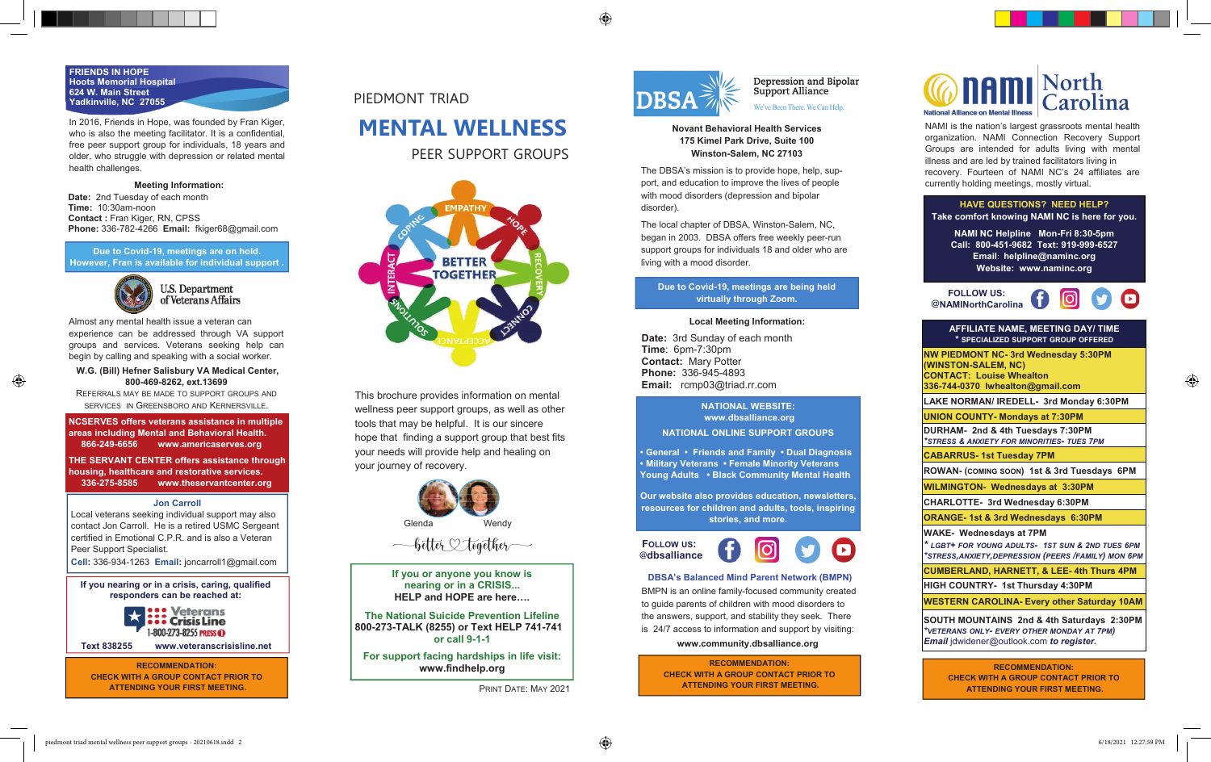**FRIENDS IN HOPE**
**Hoots Memorial Hospital**
**624 W. Main Street**
**Yadkinville, NC 27055**

In 2016, Friends in Hope, was founded by Fran Kiger, who is also the meeting facilitator. It is a confidential, free peer support group for individuals, 18 years and older, who struggle with depression or related mental health challenges.

**Meeting Information:**

**Date:** 2nd Tuesday of each month
**Time:** 10:30am-noon
**Contact :** Fran Kiger, RN, CPSS
**Phone:** 336-782-4266 **Email:** fkiger68@gmail.com

**Due to Covid-19, meetings are on hold. However, Fran is available for individual support .**

U.S. Department of Veterans Affairs

Almost any mental health issue a veteran can experience can be addressed through VA support groups and services. Veterans seeking help can begin by calling and speaking with a social worker.

**W.G. (Bill) Hefner Salisbury VA Medical Center, 800-469-8262, ext.13699**

Referrals may be made to support groups and services in Greensboro and Kernersville.

**NCSERVES offers veterans assistance in multiple areas including Mental and Behavioral Health.**
**866-249-6656 www.americaserves.org**

**THE SERVANT CENTER offers assistance through housing, healthcare and restorative services.**
**336-275-8585 www.theservantcenter.org**

**Jon Carroll**

Local veterans seeking individual support may also contact Jon Carroll. He is a retired USMC Sergeant certified in Emotional C.P.R. and is also a Veteran Peer Support Specialist.

**Cell:** 336-934-1263 **Email:** joncarroll1@gmail.com

**If you nearing or in a crisis, caring, qualified responders can be reached at:**

Veterans Crisis Line 1-800-273-8255 PRESS 1

**Text 838255 www.veteranscrisisline.net**

**RECOMMENDATION:**
**CHECK WITH A GROUP CONTACT PRIOR TO ATTENDING YOUR FIRST MEETING.**

PIEDMONT TRIAD

# MENTAL WELLNESS

PEER SUPPORT GROUPS

EMPATHY · HOPE · RECOVERY · CONNECT · ACCEPTANCE · SOLUTIONS · INTERACT · COPING
BETTER TOGETHER

This brochure provides information on mental wellness peer support groups, as well as other tools that may be helpful. It is our sincere hope that finding a support group that best fits your needs will provide help and healing on your journey of recovery.

Glenda Wendy

better together

**If you or anyone you know is nearing or in a CRISIS...**
**HELP and HOPE are here….**

**The National Suicide Prevention Lifeline**
**800-273-TALK (8255) or Text HELP 741-741**
**or call 9-1-1**

**For support facing hardships in life visit:**
**www.findhelp.org**

Print Date: May 2021

DBSA Depression and Bipolar Support Alliance — We've Been There. We Can Help.

**Novant Behavioral Health Services**
**175 Kimel Park Drive, Suite 100**
**Winston-Salem, NC 27103**

The DBSA's mission is to provide hope, help, support, and education to improve the lives of people with mood disorders (depression and bipolar disorder).

The local chapter of DBSA, Winston-Salem, NC, began in 2003. DBSA offers free weekly peer-run support groups for individuals 18 and older who are living with a mood disorder.

**Due to Covid-19, meetings are being held virtually through Zoom.**

**Local Meeting Information:**

**Date:** 3rd Sunday of each month
**Time**: 6pm-7:30pm
**Contact:** Mary Potter
**Phone:** 336-945-4893
**Email:** rcmp03@triad.rr.com

**NATIONAL WEBSITE:**
**www.dbsalliance.org**

**NATIONAL ONLINE SUPPORT GROUPS**

**• General • Friends and Family • Dual Diagnosis • Military Veterans • Female Minority Veterans Young Adults • Black Community Mental Health**

**Our website also provides education, newsletters, resources for children and adults, tools, inspiring stories, and more.**

**Follow us: @dbsalliance**

**DBSA's Balanced Mind Parent Network (BMPN)**

BMPN is an online family-focused community created to guide parents of children with mood disorders to the answers, support, and stability they seek. There is 24/7 access to information and support by visiting:

**www.community.dbsalliance.org**

**RECOMMENDATION:**
**CHECK WITH A GROUP CONTACT PRIOR TO ATTENDING YOUR FIRST MEETING.**

NAMI National Alliance on Mental Illness — North Carolina

NAMI is the nation's largest grassroots mental health organization. NAMI Connection Recovery Support Groups are intended for adults living with mental illness and are led by trained facilitators living in recovery. Fourteen of NAMI NC's 24 affiliates are currently holding meetings, mostly virtual.

**HAVE QUESTIONS? NEED HELP?**
**Take comfort knowing NAMI NC is here for you.**

**NAMI NC Helpline Mon-Fri 8:30-5pm**
**Call: 800-451-9682 Text: 919-999-6527**
**Email: helpline@naminc.org**
**Website: www.naminc.org**

**FOLLOW US: @NAMINorthCarolina**

| AFFILIATE NAME, MEETING DAY/ TIME * SPECIALIZED SUPPORT GROUP OFFERED |
|---|
| **NW PIEDMONT NC- 3rd Wednesday 5:30PM (WINSTON-SALEM, NC) CONTACT: Louise Whealton 336-744-0370 lwhealton@gmail.com** |
| **LAKE NORMAN/ IREDELL- 3rd Monday 6:30PM** |
| **UNION COUNTY- Mondays at 7:30PM** |
| **DURHAM- 2nd & 4th Tuesdays 7:30PM** *STRESS & ANXIETY FOR MINORITIES- TUES 7PM |
| **CABARRUS- 1st Tuesday 7PM** |
| **ROWAN- (COMING SOON) 1st & 3rd Tuesdays 6PM** |
| **WILMINGTON- Wednesdays at 3:30PM** |
| **CHARLOTTE- 3rd Wednesday 6:30PM** |
| **ORANGE- 1st & 3rd Wednesdays 6:30PM** |
| **WAKE- Wednesdays at 7PM** *LGBT+ FOR YOUNG ADULTS- 1ST SUN & 2ND TUES 6PM *STRESS,ANXIETY,DEPRESSION (PEERS /FAMILY) MON 6PM |
| **CUMBERLAND, HARNETT, & LEE- 4th Thurs 4PM** |
| **HIGH COUNTRY- 1st Thursday 4:30PM** |
| **WESTERN CAROLINA- Every other Saturday 10AM** |
| **SOUTH MOUNTAINS 2nd & 4th Saturdays 2:30PM** *VETERANS ONLY- EVERY OTHER MONDAY AT 7PM) *Email* jdwidener@outlook.com *to register.* |

**RECOMMENDATION:**
**CHECK WITH A GROUP CONTACT PRIOR TO ATTENDING YOUR FIRST MEETING.**